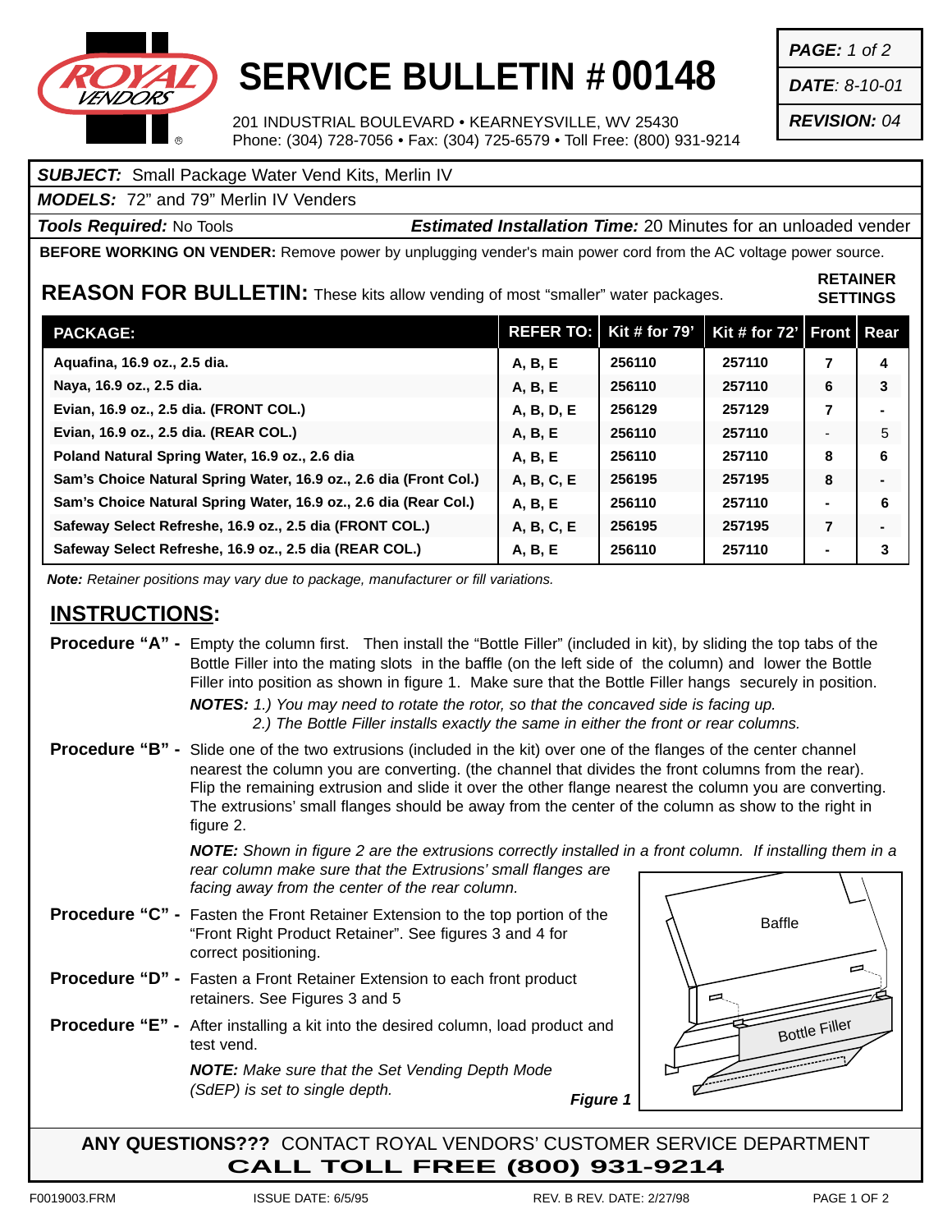# SERVICE BULLETIN # 00148

201 INDUSTRIAL BOULEVARD • KEARNEYSVILLE, WV 25430
Phone: (304) 728-7056 • Fax: (304) 725-6579 • Toll Free: (800) 931-9214

**DATE:** 8-10-01

**REVISION:** 04

***SUBJECT:*** Small Package Water Vend Kits, Merlin IV

***MODELS:*** 72" and 79" Merlin IV Venders

***Tools Required:*** No Tools — ***Estimated Installation Time:*** 20 Minutes for an unloaded vender

**BEFORE WORKING ON VENDER:** Remove power by unplugging vender's main power cord from the AC voltage power source.

## REASON FOR BULLETIN: These kits allow vending of most "smaller" water packages.

| PACKAGE: | REFER TO: | Kit # for 79' | Kit # for 72' | RETAINER SETTINGS Front | RETAINER SETTINGS Rear |
|---|---|---|---|---|---|
| Aquafina, 16.9 oz., 2.5 dia. | A, B, E | 256110 | 257110 | 7 | 4 |
| Naya, 16.9 oz., 2.5 dia. | A, B, E | 256110 | 257110 | 6 | 3 |
| Evian, 16.9 oz., 2.5 dia. (FRONT COL.) | A, B, D, E | 256129 | 257129 | 7 | - |
| Evian, 16.9 oz., 2.5 dia. (REAR COL.) | A, B, E | 256110 | 257110 | - | 5 |
| Poland Natural Spring Water, 16.9 oz., 2.6 dia | A, B, E | 256110 | 257110 | 8 | 6 |
| Sam's Choice Natural Spring Water, 16.9 oz., 2.6 dia (Front Col.) | A, B, C, E | 256195 | 257195 | 8 | - |
| Sam's Choice Natural Spring Water, 16.9 oz., 2.6 dia (Rear Col.) | A, B, E | 256110 | 257110 | - | 6 |
| Safeway Select Refreshe, 16.9 oz., 2.5 dia (FRONT COL.) | A, B, C, E | 256195 | 257195 | 7 | - |
| Safeway Select Refreshe, 16.9 oz., 2.5 dia (REAR COL.) | A, B, E | 256110 | 257110 | - | 3 |

***Note:*** *Retainer positions may vary due to package, manufacturer or fill variations.*

## INSTRUCTIONS:

**Procedure "A" -** Empty the column first. Then install the "Bottle Filler" (included in kit), by sliding the top tabs of the Bottle Filler into the mating slots in the baffle (on the left side of the column) and lower the Bottle Filler into position as shown in figure 1. Make sure that the Bottle Filler hangs securely in position.

***NOTES:*** *1.) You may need to rotate the rotor, so that the concaved side is facing up.*
*2.) The Bottle Filler installs exactly the same in either the front or rear columns.*

**Procedure "B" -** Slide one of the two extrusions (included in the kit) over one of the flanges of the center channel nearest the column you are converting. (the channel that divides the front columns from the rear). Flip the remaining extrusion and slide it over the other flange nearest the column you are converting. The extrusions' small flanges should be away from the center of the column as show to the right in figure 2.

***NOTE:*** *Shown in figure 2 are the extrusions correctly installed in a front column. If installing them in a rear column make sure that the Extrusions' small flanges are facing away from the center of the rear column.*

**Procedure "C" -** Fasten the Front Retainer Extension to the top portion of the "Front Right Product Retainer". See figures 3 and 4 for correct positioning.

**Procedure "D" -** Fasten a Front Retainer Extension to each front product retainers. See Figures 3 and 5

**Procedure "E" -** After installing a kit into the desired column, load product and test vend.

***NOTE:*** *Make sure that the Set Vending Depth Mode (SdEP) is set to single depth.*

Baffle

Bottle Filler

***Figure 1***

**ANY QUESTIONS???** CONTACT ROYAL VENDORS' CUSTOMER SERVICE DEPARTMENT
**CALL TOLL FREE (800) 931-9214**

F0019003.FRM — ISSUE DATE: 6/5/95 — REV. B REV. DATE: 2/27/98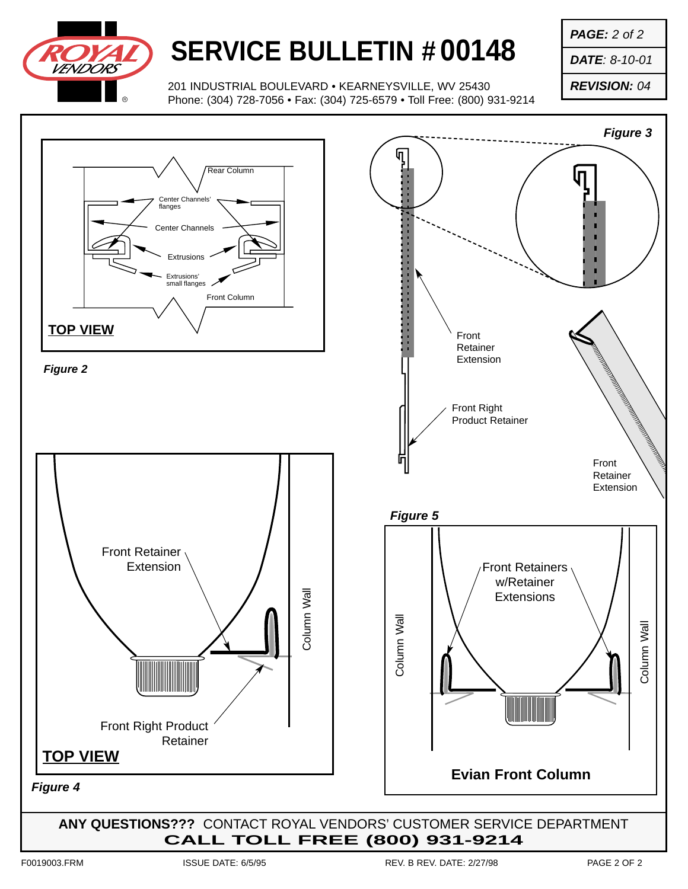# SERVICE BULLETIN # 00148

201 INDUSTRIAL BOULEVARD • KEARNEYSVILLE, WV 25430
Phone: (304) 728-7056 • Fax: (304) 725-6579 • Toll Free: (800) 931-9214

**PAGE:** 2 of 2
**DATE:** 8-10-01
**REVISION:** 04

Rear Column
Center Channels' flanges
Center Channels
Extrusions
Extrusions' small flanges
Front Column

**TOP VIEW**

***Figure 2***

***Figure 3***

Front Retainer Extension

Front Right Product Retainer

Front Retainer Extension

Front Retainer Extension

Column Wall

Front Right Product Retainer

**TOP VIEW**

***Figure 4***

***Figure 5***

Front Retainers w/Retainer Extensions

Column Wall

Column Wall

**Evian Front Column**

**ANY QUESTIONS???** CONTACT ROYAL VENDORS' CUSTOMER SERVICE DEPARTMENT

**CALL TOLL FREE (800) 931-9214**

F0019003.FRM ISSUE DATE: 6/5/95 REV. B REV. DATE: 2/27/98